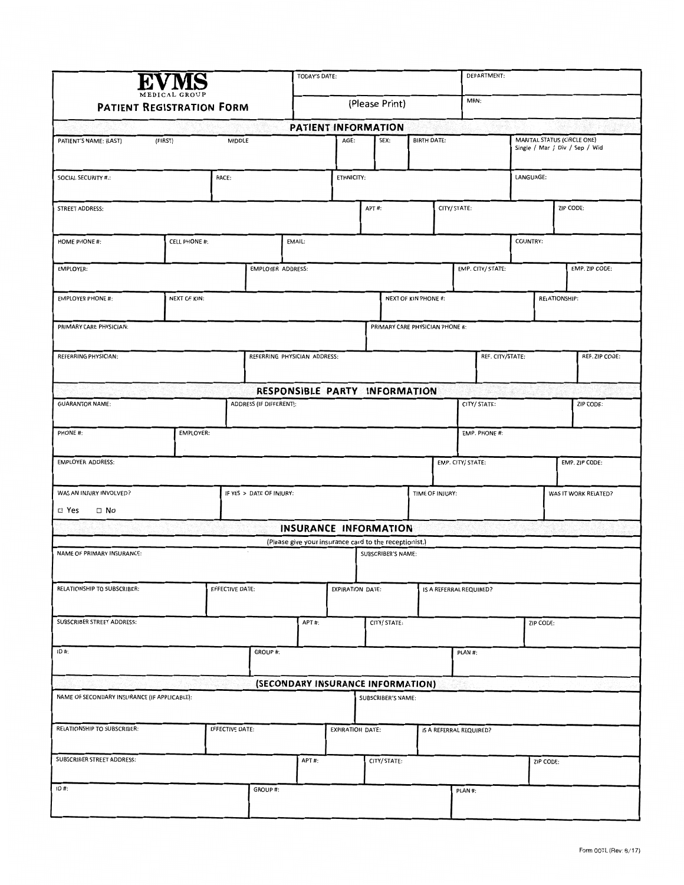# EVMS
MEDICAL GROUP

## PATIENT REGISTRATION FORM

| TODAY'S DATE: | DEPARTMENT: |
|---|---|
| (Please Print) | MRN: |

## PATIENT INFORMATION

| PATIENT'S NAME: (LAST) (FIRST) MIDDLE | AGE: | SEX: | BIRTH DATE: | MARITAL STATUS (CIRCLE ONE) Single / Mar / Div / Sep / Wid |
|---|---|---|---|---|
| | | | | |

| SOCIAL SECURITY #.: | RACE: | ETHNICITY: | LANGUAGE: |
|---|---|---|---|
| | | | |

| STREET ADDRESS: | APT #: | CITY/ STATE: | ZIP CODE: |
|---|---|---|---|
| | | | |

| HOME PHONE #: | CELL PHONE #: | EMAIL: | COUNTRY: |
|---|---|---|---|
| | | | |

| EMPLOYER: | EMPLOYER ADDRESS: | EMP. CITY/ STATE: | EMP. ZIP CODE: |
|---|---|---|---|
| | | | |

| EMPLOYER PHONE #: | NEXT OF KIN: | NEXT OF KIN PHONE #: | RELATIONSHIP: |
|---|---|---|---|
| | | | |

| PRIMARY CARE PHYSICIAN: | PRIMARY CARE PHYSICIAN PHONE #: |
|---|---|
| | |

| REFERRING PHYSICIAN: | REFERRING PHYSICIAN ADDRESS: | REF. CITY/STATE: | REF. ZIP CODE: |
|---|---|---|---|
| | | | |

## RESPONSIBLE PARTY INFORMATION

| GUARANTOR NAME: | ADDRESS (IF DIFFERENT): | CITY/ STATE: | ZIP CODE: |
|---|---|---|---|
| | | | |

| PHONE #: | EMPLOYER: | EMP. PHONE #: |
|---|---|---|
| | | |

| EMPLOYER ADDRESS: | EMP. CITY/ STATE: | EMP. ZIP CODE: |
|---|---|---|
| | | |

| WAS AN INJURY INVOLVED? | IF YES > DATE OF INJURY: | TIME OF INJURY: | WAS IT WORK RELATED? |
|---|---|---|---|
| ☐ Yes ☐ No | | | |

## INSURANCE INFORMATION

(Please give your insurance card to the receptionist.)

| NAME OF PRIMARY INSURANCE: | SUBSCRIBER'S NAME: |
|---|---|
| | |

| RELATIONSHIP TO SUBSCRIBER: | EFFECTIVE DATE: | EXPIRATION DATE: | IS A REFERRAL REQUIRED? |
|---|---|---|---|
| | | | |

| SUBSCRIBER STREET ADDRESS: | APT #: | CITY/ STATE: | ZIP CODE: |
|---|---|---|---|
| | | | |

| ID #: | GROUP #: | PLAN #: |
|---|---|---|
| | | |

## (SECONDARY INSURANCE INFORMATION)

| NAME OF SECONDARY INSURANCE (IF APPLICABLE): | SUBSCRIBER'S NAME: |
|---|---|
| | |

| RELATIONSHIP TO SUBSCRIBER: | EFFECTIVE DATE: | EXPIRATION DATE: | IS A REFERRAL REQUIRED? |
|---|---|---|---|
| | | | |

| SUBSCRIBER STREET ADDRESS: | APT #: | CITY/ STATE: | ZIP CODE: |
|---|---|---|---|
| | | | |

| ID #: | GROUP #: | PLAN #: |
|---|---|---|
| | | |

Form 007L (Rev. 8/17)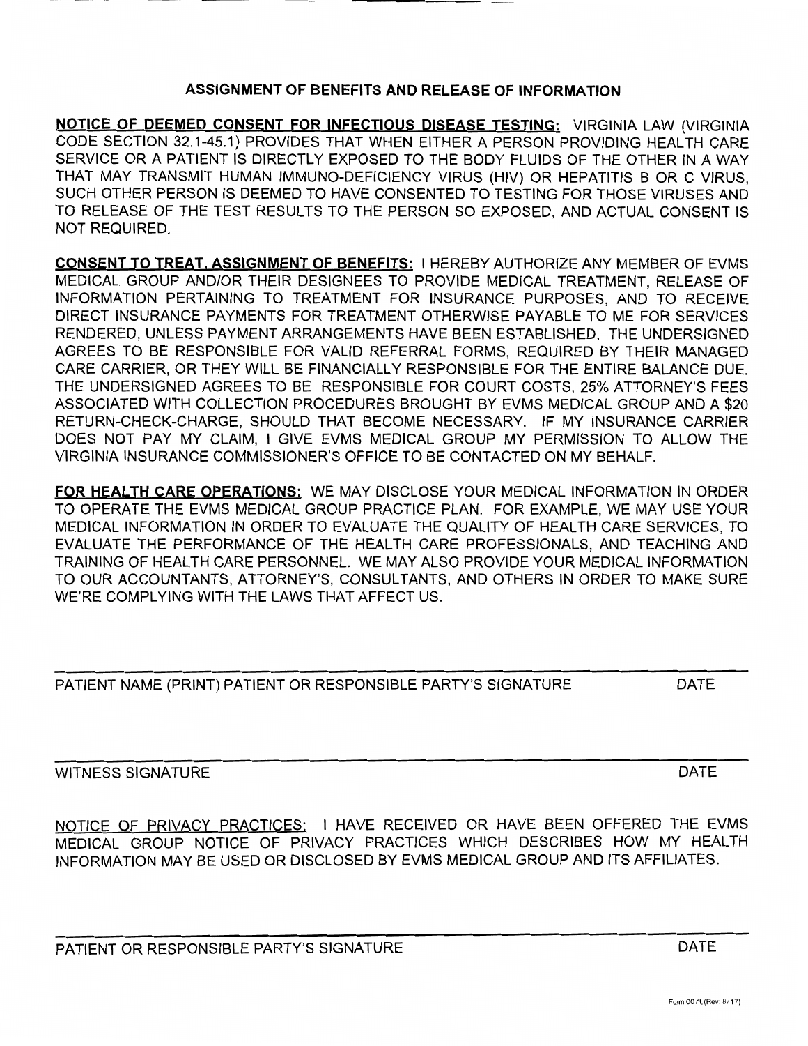## ASSIGNMENT OF BENEFITS AND RELEASE OF INFORMATION

**NOTICE OF DEEMED CONSENT FOR INFECTIOUS DISEASE TESTING:** VIRGINIA LAW (VIRGINIA CODE SECTION 32.1-45.1) PROVIDES THAT WHEN EITHER A PERSON PROVIDING HEALTH CARE SERVICE OR A PATIENT IS DIRECTLY EXPOSED TO THE BODY FLUIDS OF THE OTHER IN A WAY THAT MAY TRANSMIT HUMAN IMMUNO-DEFICIENCY VIRUS (HIV) OR HEPATITIS B OR C VIRUS, SUCH OTHER PERSON IS DEEMED TO HAVE CONSENTED TO TESTING FOR THOSE VIRUSES AND TO RELEASE OF THE TEST RESULTS TO THE PERSON SO EXPOSED, AND ACTUAL CONSENT IS NOT REQUIRED.

**CONSENT TO TREAT, ASSIGNMENT OF BENEFITS:** I HEREBY AUTHORIZE ANY MEMBER OF EVMS MEDICAL GROUP AND/OR THEIR DESIGNEES TO PROVIDE MEDICAL TREATMENT, RELEASE OF INFORMATION PERTAINING TO TREATMENT FOR INSURANCE PURPOSES, AND TO RECEIVE DIRECT INSURANCE PAYMENTS FOR TREATMENT OTHERWISE PAYABLE TO ME FOR SERVICES RENDERED, UNLESS PAYMENT ARRANGEMENTS HAVE BEEN ESTABLISHED. THE UNDERSIGNED AGREES TO BE RESPONSIBLE FOR VALID REFERRAL FORMS, REQUIRED BY THEIR MANAGED CARE CARRIER, OR THEY WILL BE FINANCIALLY RESPONSIBLE FOR THE ENTIRE BALANCE DUE. THE UNDERSIGNED AGREES TO BE RESPONSIBLE FOR COURT COSTS, 25% ATTORNEY'S FEES ASSOCIATED WITH COLLECTION PROCEDURES BROUGHT BY EVMS MEDICAL GROUP AND A $20 RETURN-CHECK-CHARGE, SHOULD THAT BECOME NECESSARY. IF MY INSURANCE CARRIER DOES NOT PAY MY CLAIM, I GIVE EVMS MEDICAL GROUP MY PERMISSION TO ALLOW THE VIRGINIA INSURANCE COMMISSIONER'S OFFICE TO BE CONTACTED ON MY BEHALF.

**FOR HEALTH CARE OPERATIONS:** WE MAY DISCLOSE YOUR MEDICAL INFORMATION IN ORDER TO OPERATE THE EVMS MEDICAL GROUP PRACTICE PLAN. FOR EXAMPLE, WE MAY USE YOUR MEDICAL INFORMATION IN ORDER TO EVALUATE THE QUALITY OF HEALTH CARE SERVICES, TO EVALUATE THE PERFORMANCE OF THE HEALTH CARE PROFESSIONALS, AND TEACHING AND TRAINING OF HEALTH CARE PERSONNEL. WE MAY ALSO PROVIDE YOUR MEDICAL INFORMATION TO OUR ACCOUNTANTS, ATTORNEY'S, CONSULTANTS, AND OTHERS IN ORDER TO MAKE SURE WE'RE COMPLYING WITH THE LAWS THAT AFFECT US.

PATIENT NAME (PRINT) PATIENT OR RESPONSIBLE PARTY'S SIGNATURE DATE

WITNESS SIGNATURE DATE

NOTICE OF PRIVACY PRACTICES: I HAVE RECEIVED OR HAVE BEEN OFFERED THE EVMS MEDICAL GROUP NOTICE OF PRIVACY PRACTICES WHICH DESCRIBES HOW MY HEALTH INFORMATION MAY BE USED OR DISCLOSED BY EVMS MEDICAL GROUP AND ITS AFFILIATES.

PATIENT OR RESPONSIBLE PARTY'S SIGNATURE DATE

Form 0071 (Rev: 8/17)